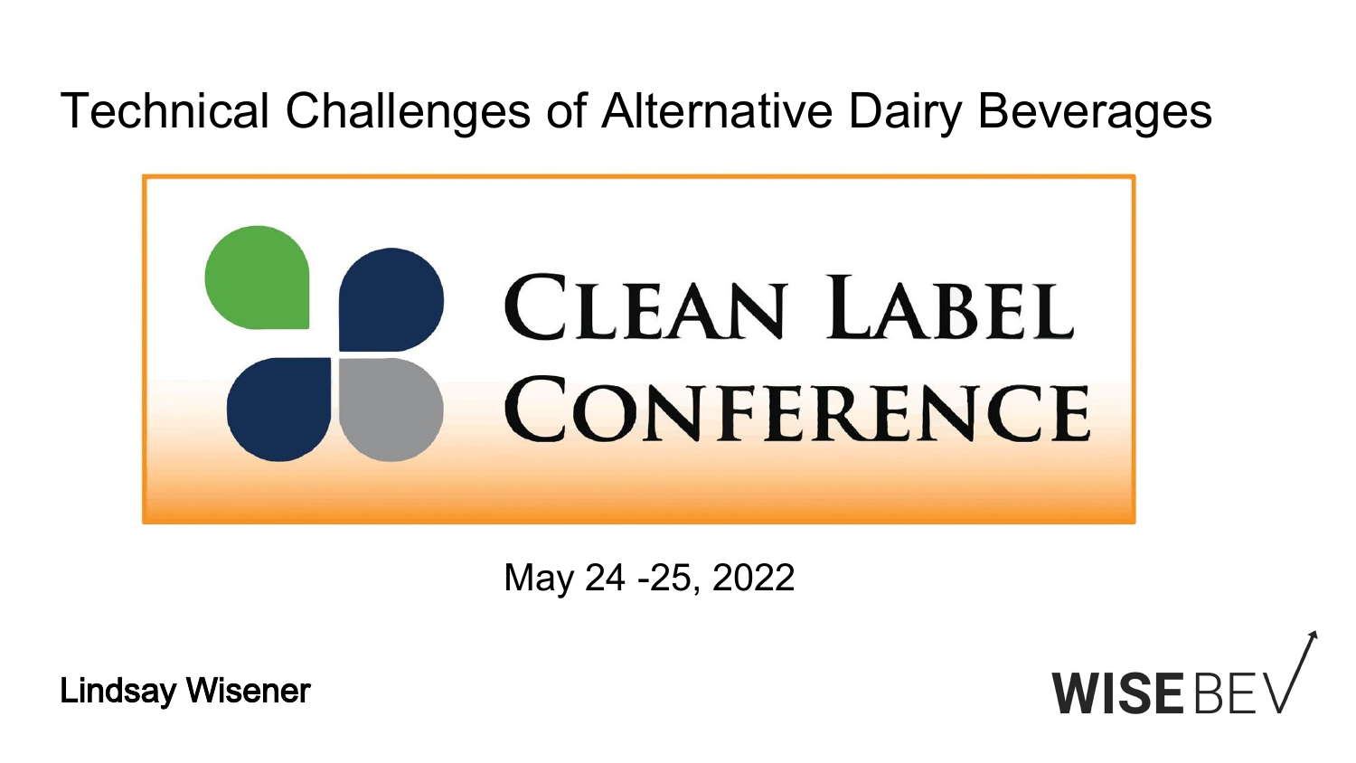# Technical Challenges of Alternative Dairy Beverages

CLEAN LABEL CONFERENCE

May 24 -25, 2022

**Lindsay Wisener**

WISE BEV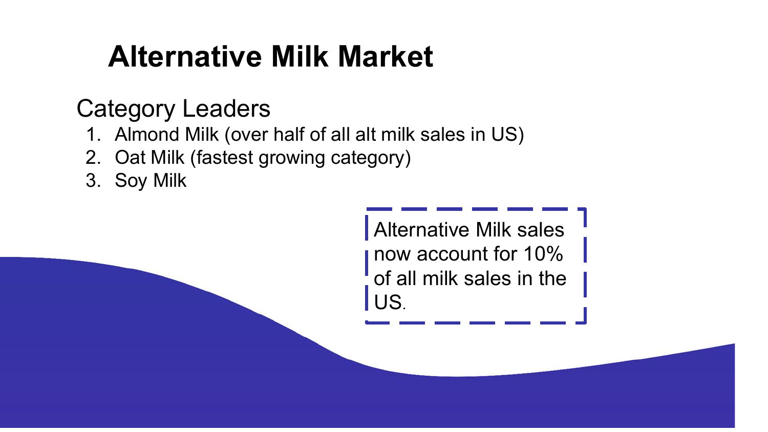# Alternative Milk Market

## Category Leaders

1. Almond Milk (over half of all alt milk sales in US)
2. Oat Milk (fastest growing category)
3. Soy Milk

Alternative Milk sales now account for 10% of all milk sales in the US.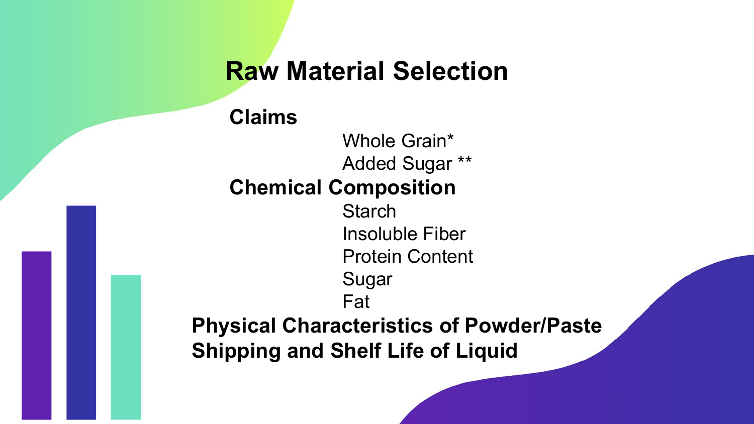# Raw Material Selection

**Claims**

- Whole Grain*
- Added Sugar **

**Chemical Composition**

- Starch
- Insoluble Fiber
- Protein Content
- Sugar
- Fat

**Physical Characteristics of Powder/Paste**

**Shipping and Shelf Life of Liquid**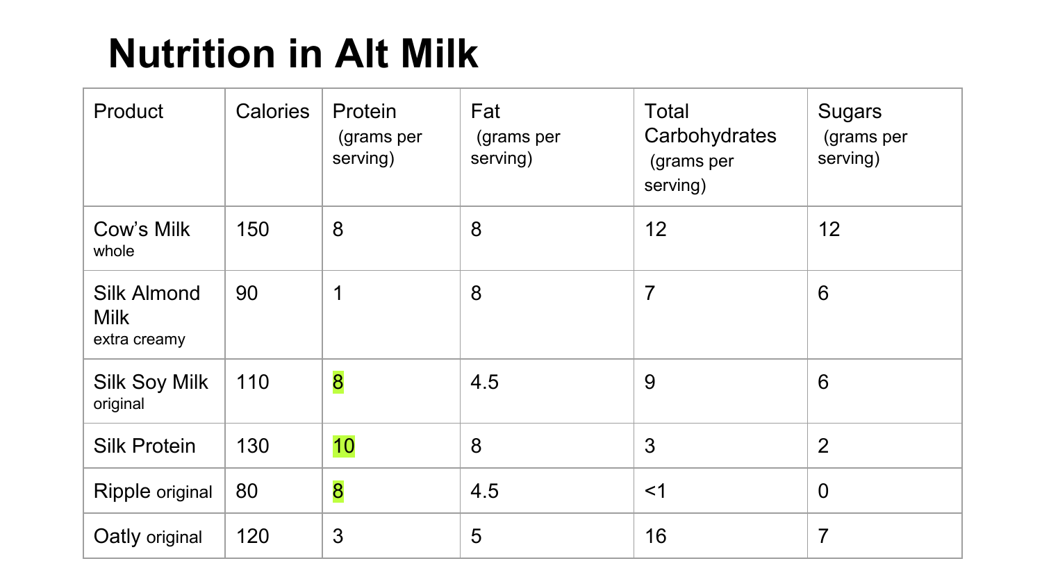# Nutrition in Alt Milk

| Product | Calories | Protein (grams per serving) | Fat (grams per serving) | Total Carbohydrates (grams per serving) | Sugars (grams per serving) |
|---|---|---|---|---|---|
| Cow's Milk whole | 150 | 8 | 8 | 12 | 12 |
| Silk Almond Milk extra creamy | 90 | 1 | 8 | 7 | 6 |
| Silk Soy Milk original | 110 | 8 | 4.5 | 9 | 6 |
| Silk Protein | 130 | 10 | 8 | 3 | 2 |
| Ripple original | 80 | 8 | 4.5 | <1 | 0 |
| Oatly original | 120 | 3 | 5 | 16 | 7 |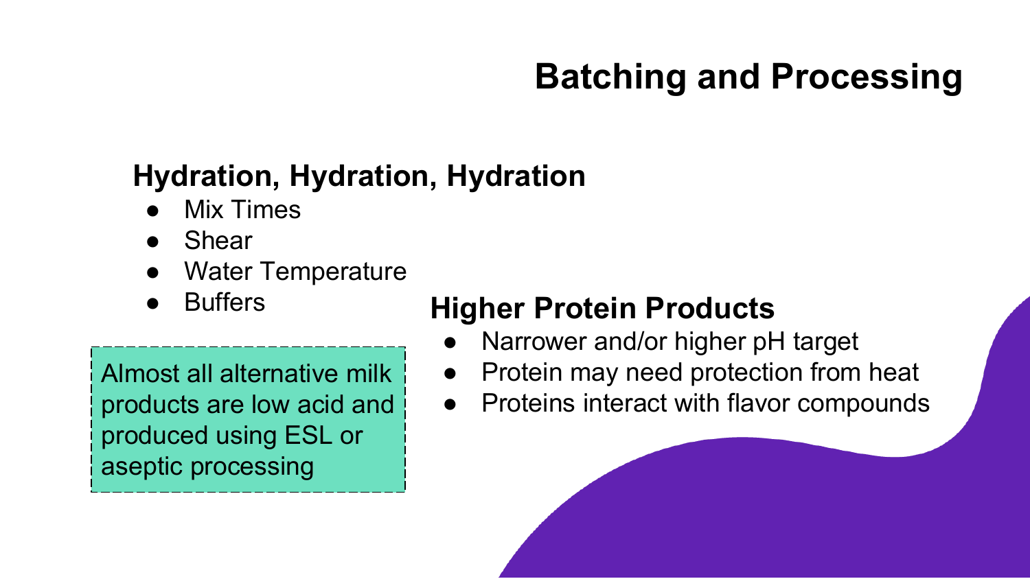# Batching and Processing

## Hydration, Hydration, Hydration

- Mix Times
- Shear
- Water Temperature
- Buffers

Almost all alternative milk products are low acid and produced using ESL or aseptic processing

## Higher Protein Products

- Narrower and/or higher pH target
- Protein may need protection from heat
- Proteins interact with flavor compounds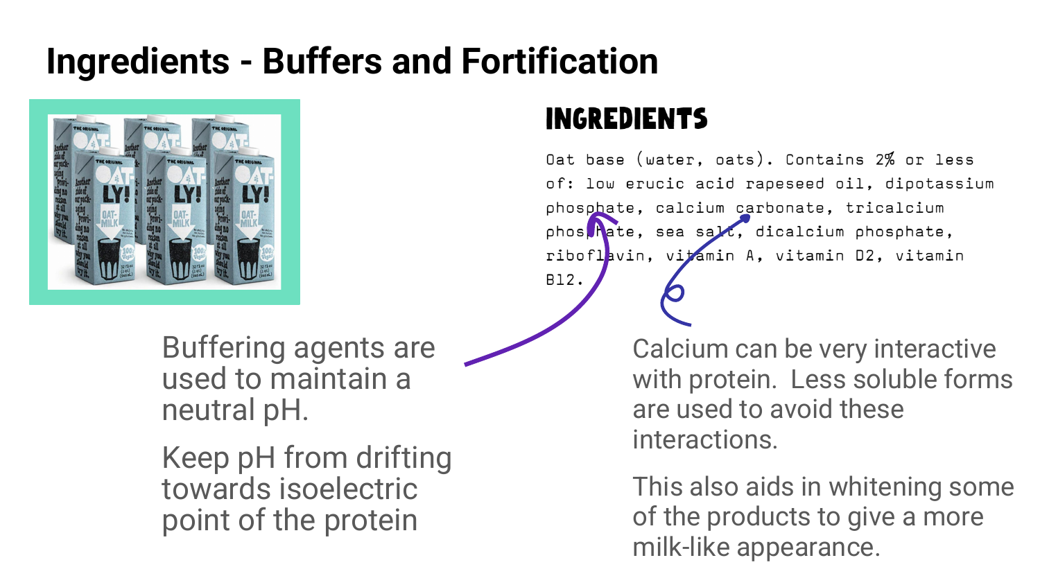# Ingredients - Buffers and Fortification

## INGREDIENTS

Oat base (water, oats). Contains 2% or less of: low erucic acid rapeseed oil, dipotassium phosphate, calcium carbonate, tricalcium phosphate, sea salt, dicalcium phosphate, riboflavin, vitamin A, vitamin D2, vitamin B12.

Buffering agents are used to maintain a neutral pH.

Keep pH from drifting towards isoelectric point of the protein

Calcium can be very interactive with protein. Less soluble forms are used to avoid these interactions.

This also aids in whitening some of the products to give a more milk-like appearance.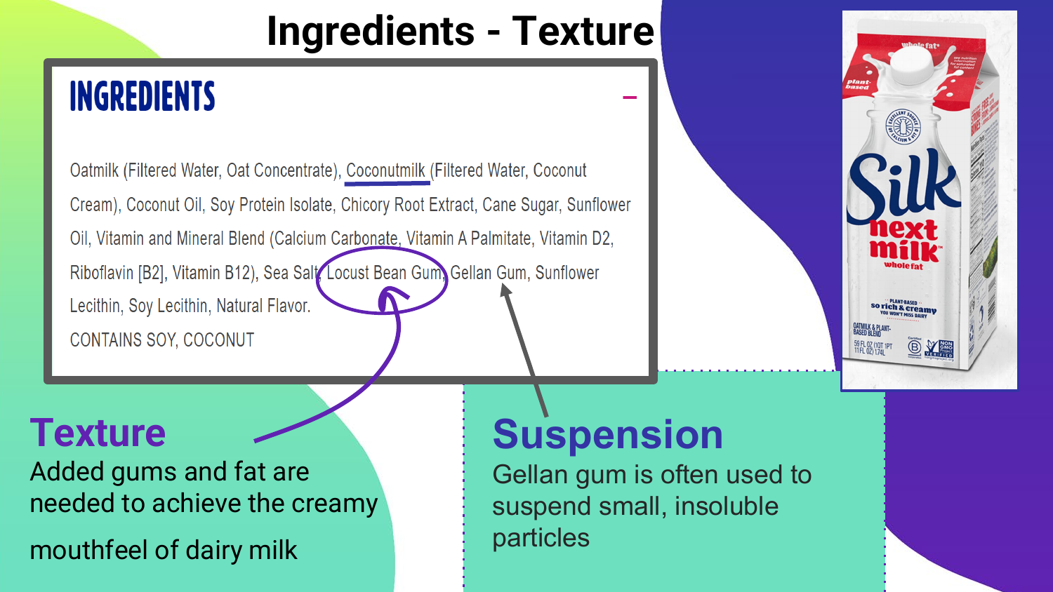# Ingredients - Texture

## INGREDIENTS

Oatmilk (Filtered Water, Oat Concentrate), Coconutmilk (Filtered Water, Coconut Cream), Coconut Oil, Soy Protein Isolate, Chicory Root Extract, Cane Sugar, Sunflower Oil, Vitamin and Mineral Blend (Calcium Carbonate, Vitamin A Palmitate, Vitamin D2, Riboflavin [B2], Vitamin B12), Sea Salt, Locust Bean Gum, Gellan Gum, Sunflower Lecithin, Soy Lecithin, Natural Flavor.

CONTAINS SOY, COCONUT

### Texture

Added gums and fat are needed to achieve the creamy mouthfeel of dairy milk

### Suspension

Gellan gum is often used to suspend small, insoluble particles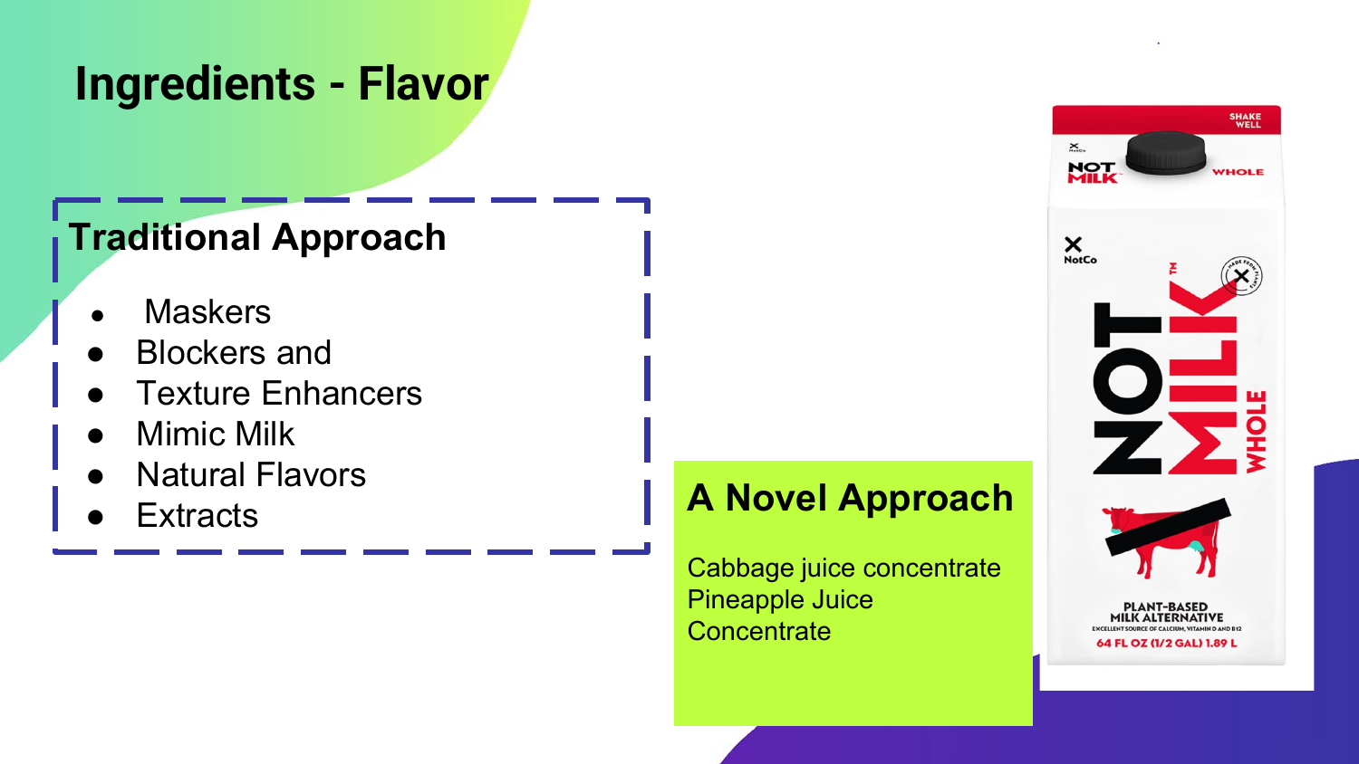# Ingredients - Flavor

## Traditional Approach

- Maskers
- Blockers and
- Texture Enhancers
- Mimic Milk
- Natural Flavors
- Extracts

## A Novel Approach

Cabbage juice concentrate
Pineapple Juice Concentrate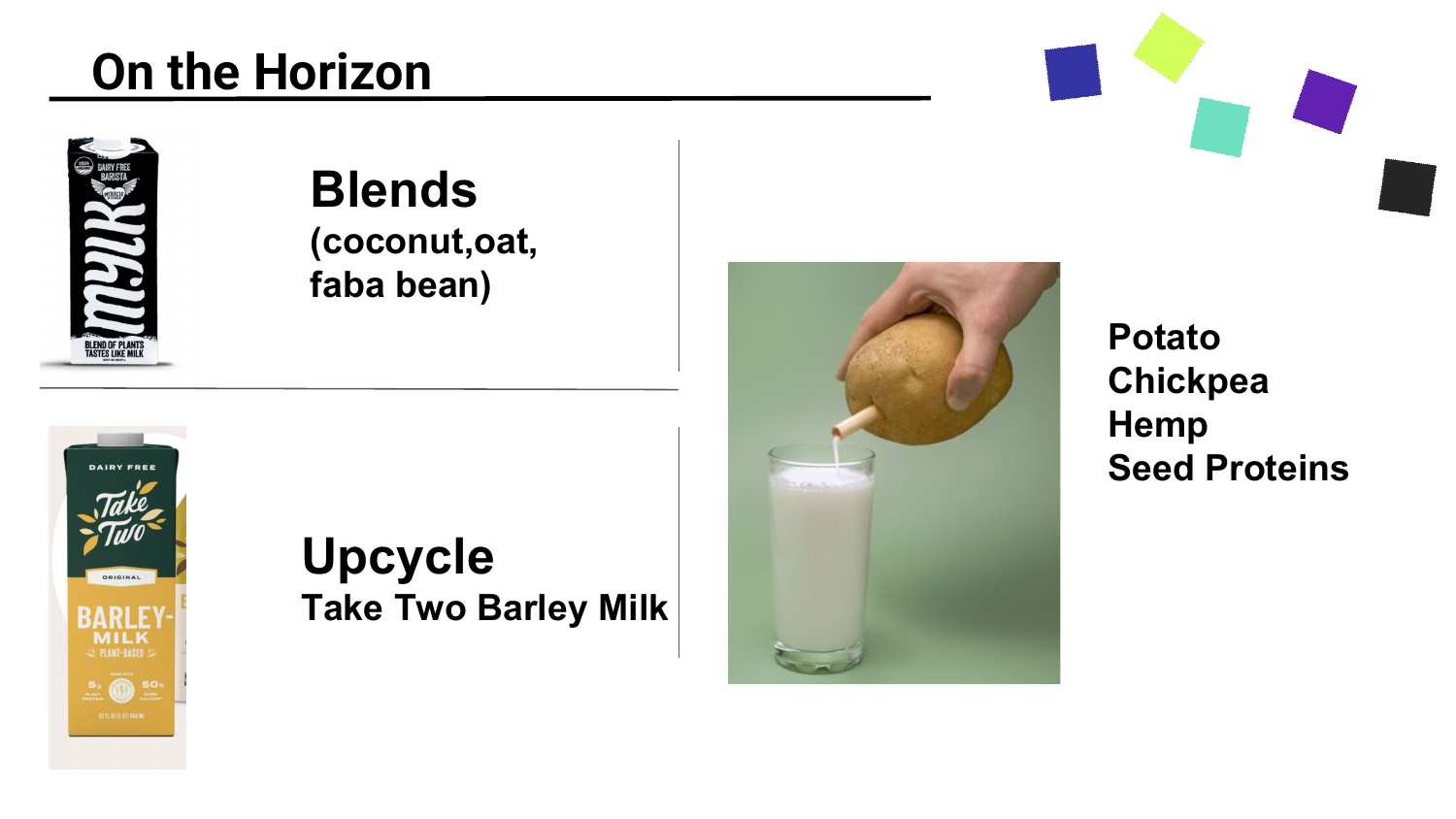# On the Horizon

## Blends
**(coconut,oat, faba bean)**

## Upcycle
**Take Two Barley Milk**

**Potato**
**Chickpea**
**Hemp**
**Seed Proteins**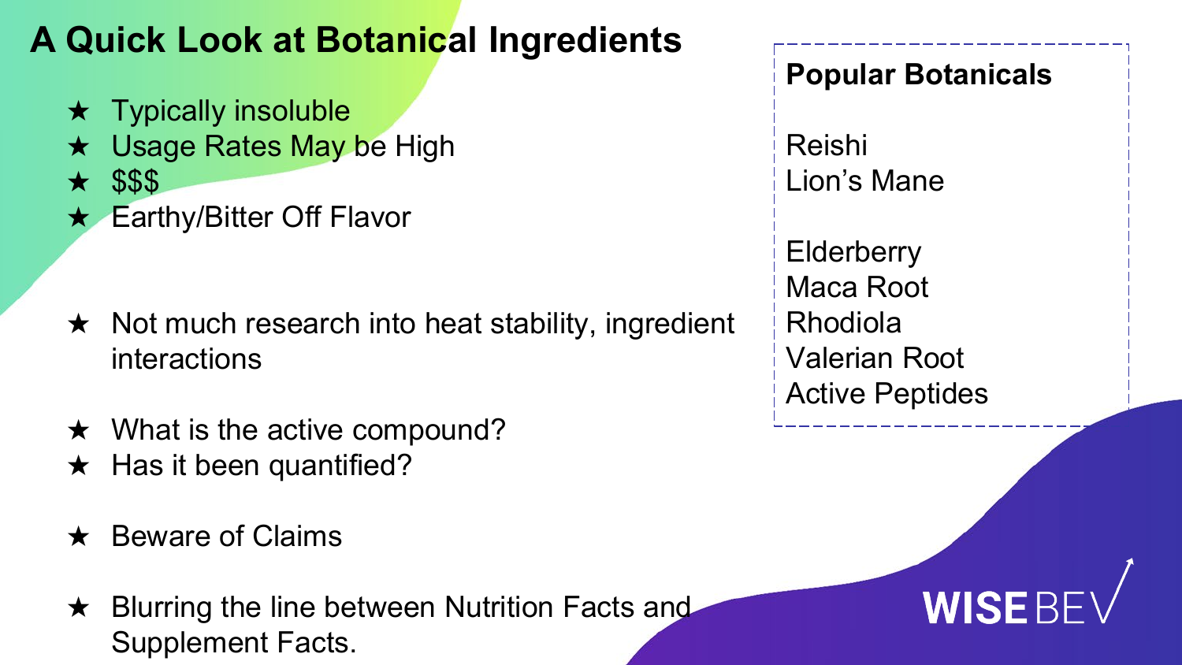# A Quick Look at Botanical Ingredients

- Typically insoluble
- Usage Rates May be High
- $$$
- Earthy/Bitter Off Flavor

- Not much research into heat stability, ingredient interactions

- What is the active compound?
- Has it been quantified?

- Beware of Claims

- Blurring the line between Nutrition Facts and Supplement Facts.

**Popular Botanicals**

Reishi
Lion's Mane

Elderberry
Maca Root
Rhodiola
Valerian Root
Active Peptides

WISEBEV